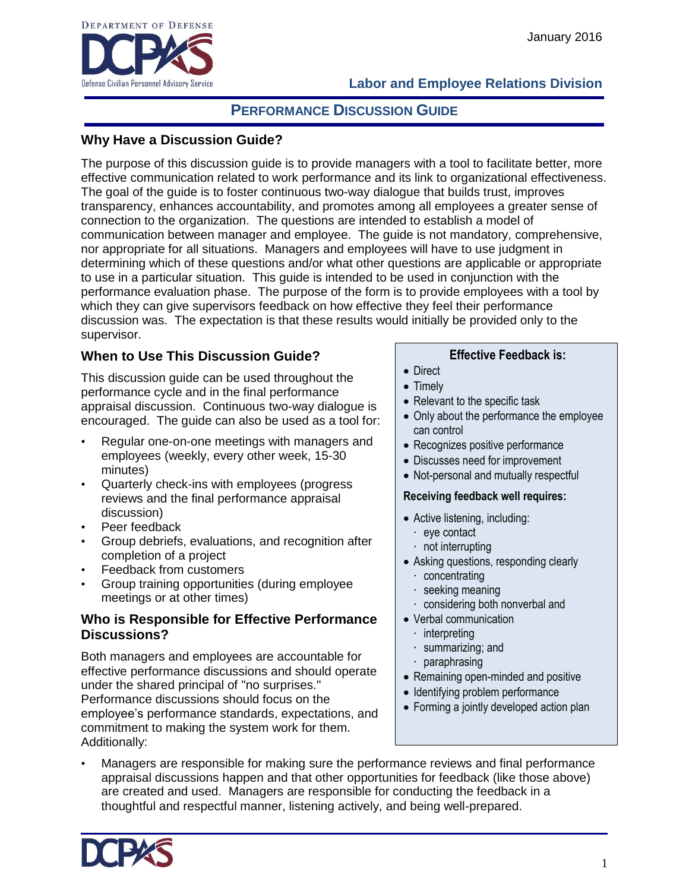Department of Defense
DCPAS
Defense Civilian Personnel Advisory Service

January 2016

**Labor and Employee Relations Division**

# PERFORMANCE DISCUSSION GUIDE

## Why Have a Discussion Guide?

The purpose of this discussion guide is to provide managers with a tool to facilitate better, more effective communication related to work performance and its link to organizational effectiveness. The goal of the guide is to foster continuous two-way dialogue that builds trust, improves transparency, enhances accountability, and promotes among all employees a greater sense of connection to the organization. The questions are intended to establish a model of communication between manager and employee. The guide is not mandatory, comprehensive, nor appropriate for all situations. Managers and employees will have to use judgment in determining which of these questions and/or what other questions are applicable or appropriate to use in a particular situation. This guide is intended to be used in conjunction with the performance evaluation phase. The purpose of the form is to provide employees with a tool by which they can give supervisors feedback on how effective they feel their performance discussion was. The expectation is that these results would initially be provided only to the supervisor.

## When to Use This Discussion Guide?

This discussion guide can be used throughout the performance cycle and in the final performance appraisal discussion. Continuous two-way dialogue is encouraged. The guide can also be used as a tool for:

- Regular one-on-one meetings with managers and employees (weekly, every other week, 15-30 minutes)
- Quarterly check-ins with employees (progress reviews and the final performance appraisal discussion)
- Peer feedback
- Group debriefs, evaluations, and recognition after completion of a project
- Feedback from customers
- Group training opportunities (during employee meetings or at other times)

## Who is Responsible for Effective Performance Discussions?

Both managers and employees are accountable for effective performance discussions and should operate under the shared principal of "no surprises." Performance discussions should focus on the employee's performance standards, expectations, and commitment to making the system work for them. Additionally:

- Managers are responsible for making sure the performance reviews and final performance appraisal discussions happen and that other opportunities for feedback (like those above) are created and used. Managers are responsible for conducting the feedback in a thoughtful and respectful manner, listening actively, and being well-prepared.

**Effective Feedback is:**

- Direct
- Timely
- Relevant to the specific task
- Only about the performance the employee can control
- Recognizes positive performance
- Discusses need for improvement
- Not-personal and mutually respectful

**Receiving feedback well requires:**

- Active listening, including:
  - eye contact
  - not interrupting
- Asking questions, responding clearly
  - concentrating
  - seeking meaning
  - considering both nonverbal and
- Verbal communication
  - interpreting
  - summarizing; and
  - paraphrasing
- Remaining open-minded and positive
- Identifying problem performance
- Forming a jointly developed action plan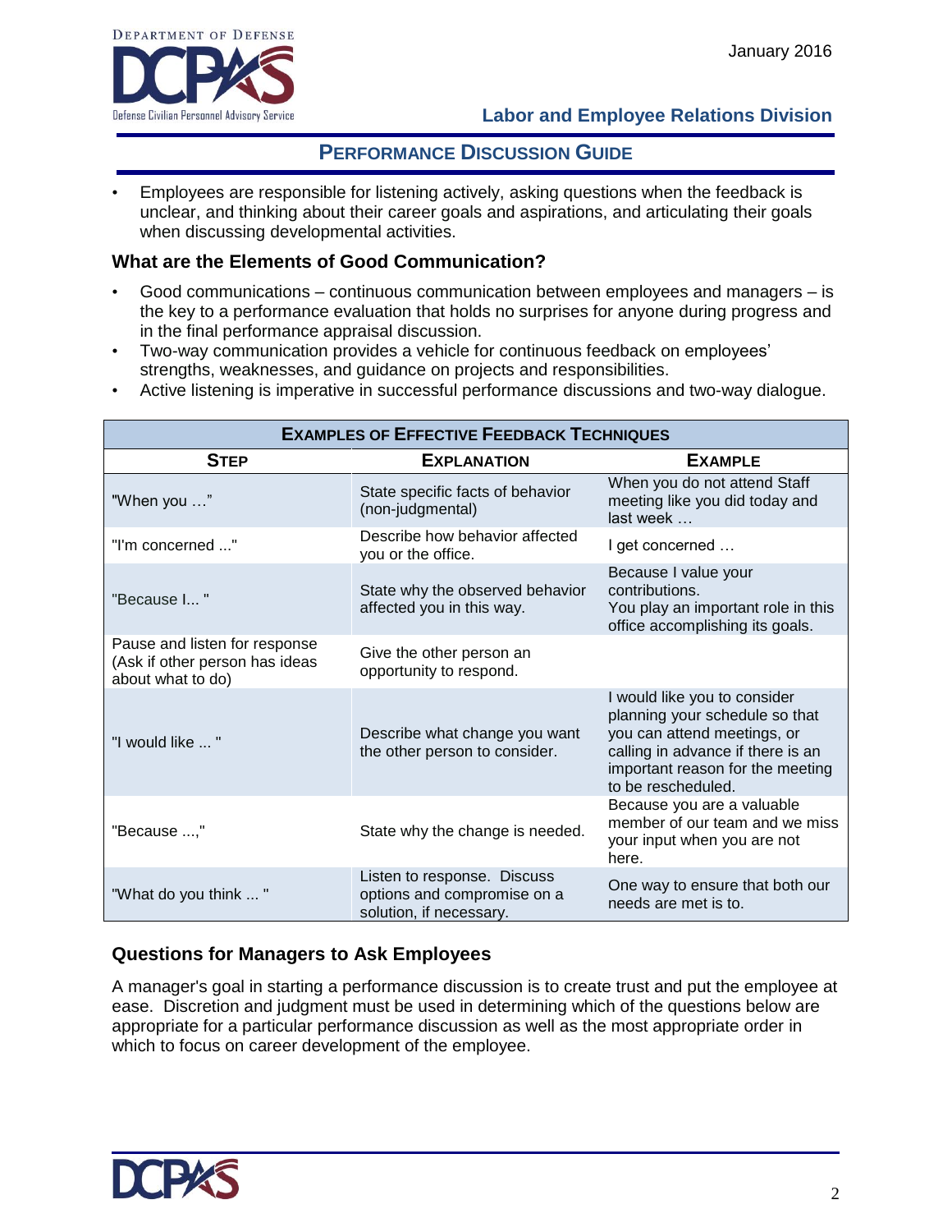- Employees are responsible for listening actively, asking questions when the feedback is unclear, and thinking about their career goals and aspirations, and articulating their goals when discussing developmental activities.

### What are the Elements of Good Communication?

- Good communications – continuous communication between employees and managers – is the key to a performance evaluation that holds no surprises for anyone during progress and in the final performance appraisal discussion.
- Two-way communication provides a vehicle for continuous feedback on employees' strengths, weaknesses, and guidance on projects and responsibilities.
- Active listening is imperative in successful performance discussions and two-way dialogue.

| EXAMPLES OF EFFECTIVE FEEDBACK TECHNIQUES | | |
|---|---|---|
| **STEP** | **EXPLANATION** | **EXAMPLE** |
| "When you …" | State specific facts of behavior (non-judgmental) | When you do not attend Staff meeting like you did today and last week … |
| "I'm concerned ..." | Describe how behavior affected you or the office. | I get concerned … |
| "Because I... " | State why the observed behavior affected you in this way. | Because I value your contributions. You play an important role in this office accomplishing its goals. |
| Pause and listen for response (Ask if other person has ideas about what to do) | Give the other person an opportunity to respond. | |
| "I would like ... " | Describe what change you want the other person to consider. | I would like you to consider planning your schedule so that you can attend meetings, or calling in advance if there is an important reason for the meeting to be rescheduled. |
| "Because ...," | State why the change is needed. | Because you are a valuable member of our team and we miss your input when you are not here. |
| "What do you think ... " | Listen to response. Discuss options and compromise on a solution, if necessary. | One way to ensure that both our needs are met is to. |

### Questions for Managers to Ask Employees

A manager's goal in starting a performance discussion is to create trust and put the employee at ease. Discretion and judgment must be used in determining which of the questions below are appropriate for a particular performance discussion as well as the most appropriate order in which to focus on career development of the employee.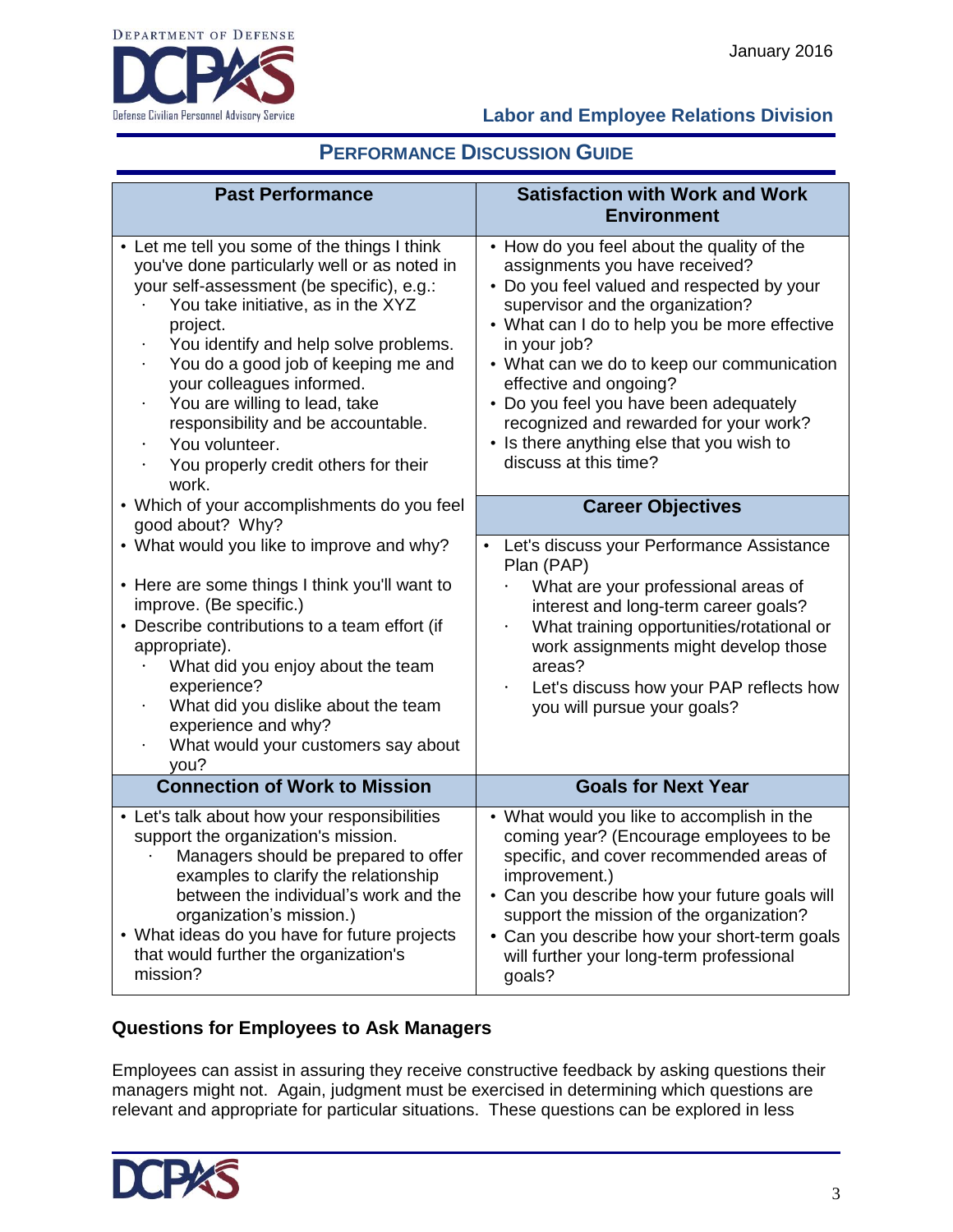## PERFORMANCE DISCUSSION GUIDE

| Past Performance | Satisfaction with Work and Work Environment |
|---|---|
| • Let me tell you some of the things I think you've done particularly well or as noted in your self-assessment (be specific), e.g.:<br>· You take initiative, as in the XYZ project.<br>· You identify and help solve problems.<br>· You do a good job of keeping me and your colleagues informed.<br>· You are willing to lead, take responsibility and be accountable.<br>· You volunteer.<br>· You properly credit others for their work.<br>• Which of your accomplishments do you feel good about? Why?<br>• What would you like to improve and why?<br>• Here are some things I think you'll want to improve. (Be specific.)<br>• Describe contributions to a team effort (if appropriate).<br>· What did you enjoy about the team experience?<br>· What did you dislike about the team experience and why?<br>· What would your customers say about you? | • How do you feel about the quality of the assignments you have received?<br>• Do you feel valued and respected by your supervisor and the organization?<br>• What can I do to help you be more effective in your job?<br>• What can we do to keep our communication effective and ongoing?<br>• Do you feel you have been adequately recognized and rewarded for your work?<br>• Is there anything else that you wish to discuss at this time?<br><br>**Career Objectives**<br><br>• Let's discuss your Performance Assistance Plan (PAP)<br>· What are your professional areas of interest and long-term career goals?<br>· What training opportunities/rotational or work assignments might develop those areas?<br>· Let's discuss how your PAP reflects how you will pursue your goals? |
| **Connection of Work to Mission** | **Goals for Next Year** |
| • Let's talk about how your responsibilities support the organization's mission.<br>· Managers should be prepared to offer examples to clarify the relationship between the individual's work and the organization's mission.)<br>• What ideas do you have for future projects that would further the organization's mission? | • What would you like to accomplish in the coming year? (Encourage employees to be specific, and cover recommended areas of improvement.)<br>• Can you describe how your future goals will support the mission of the organization?<br>• Can you describe how your short-term goals will further your long-term professional goals? |

### Questions for Employees to Ask Managers

Employees can assist in assuring they receive constructive feedback by asking questions their managers might not. Again, judgment must be exercised in determining which questions are relevant and appropriate for particular situations. These questions can be explored in less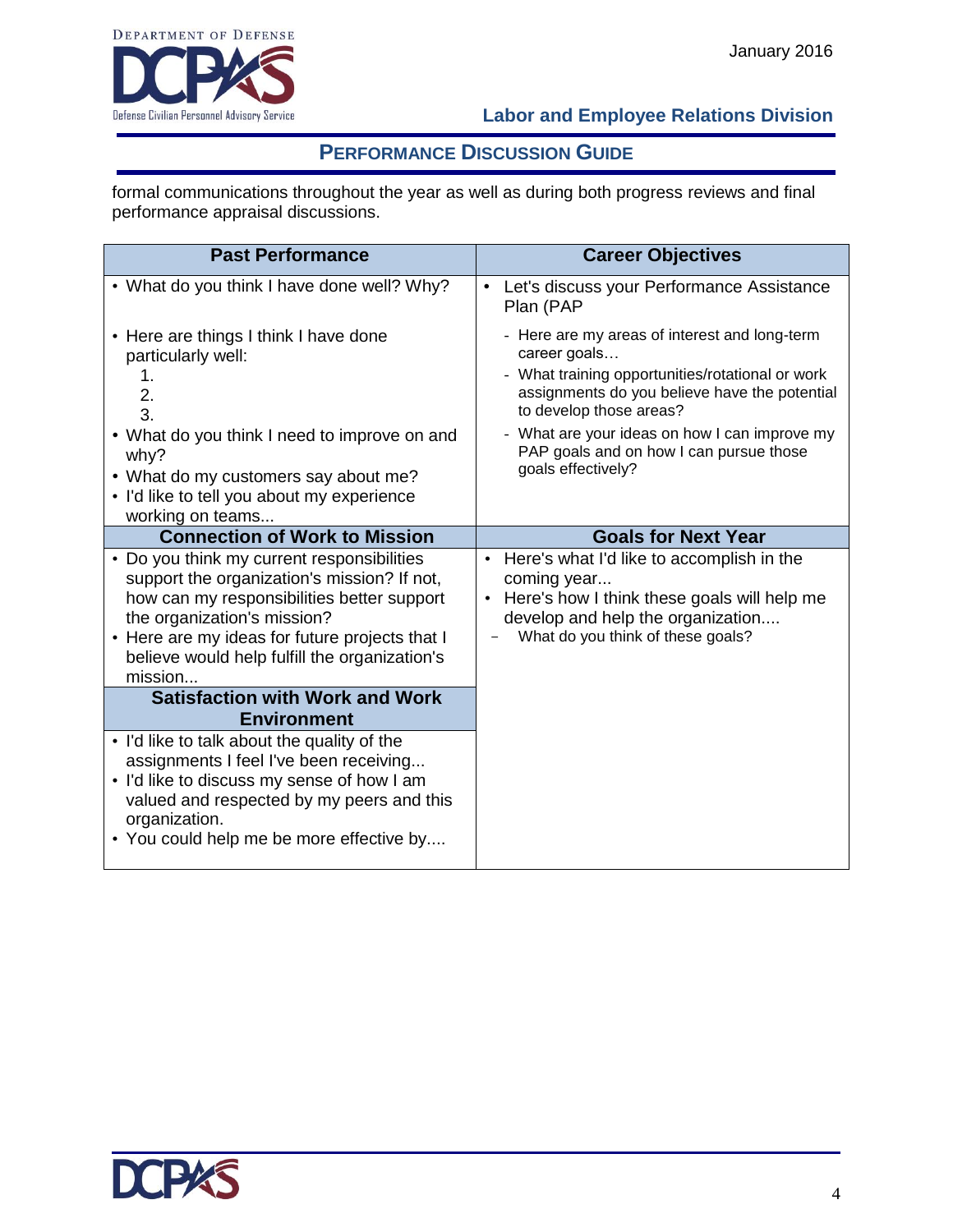formal communications throughout the year as well as during both progress reviews and final performance appraisal discussions.

| Past Performance | Career Objectives |
| --- | --- |
| • What do you think I have done well? Why?<br><br>• Here are things I think I have done particularly well:<br>1.<br>2.<br>3.<br>• What do you think I need to improve on and why?<br>• What do my customers say about me?<br>• I'd like to tell you about my experience working on teams... | • Let's discuss your Performance Assistance Plan (PAP<br>- Here are my areas of interest and long-term career goals…<br>- What training opportunities/rotational or work assignments do you believe have the potential to develop those areas?<br>- What are your ideas on how I can improve my PAP goals and on how I can pursue those goals effectively? |
| **Connection of Work to Mission** | **Goals for Next Year** |
| • Do you think my current responsibilities support the organization's mission? If not, how can my responsibilities better support the organization's mission?<br>• Here are my ideas for future projects that I believe would help fulfill the organization's mission... | • Here's what I'd like to accomplish in the coming year...<br>• Here's how I think these goals will help me develop and help the organization....<br>- What do you think of these goals? |
| **Satisfaction with Work and Work Environment** | |
| • I'd like to talk about the quality of the assignments I feel I've been receiving...<br>• I'd like to discuss my sense of how I am valued and respected by my peers and this organization.<br>• You could help me be more effective by.... | |